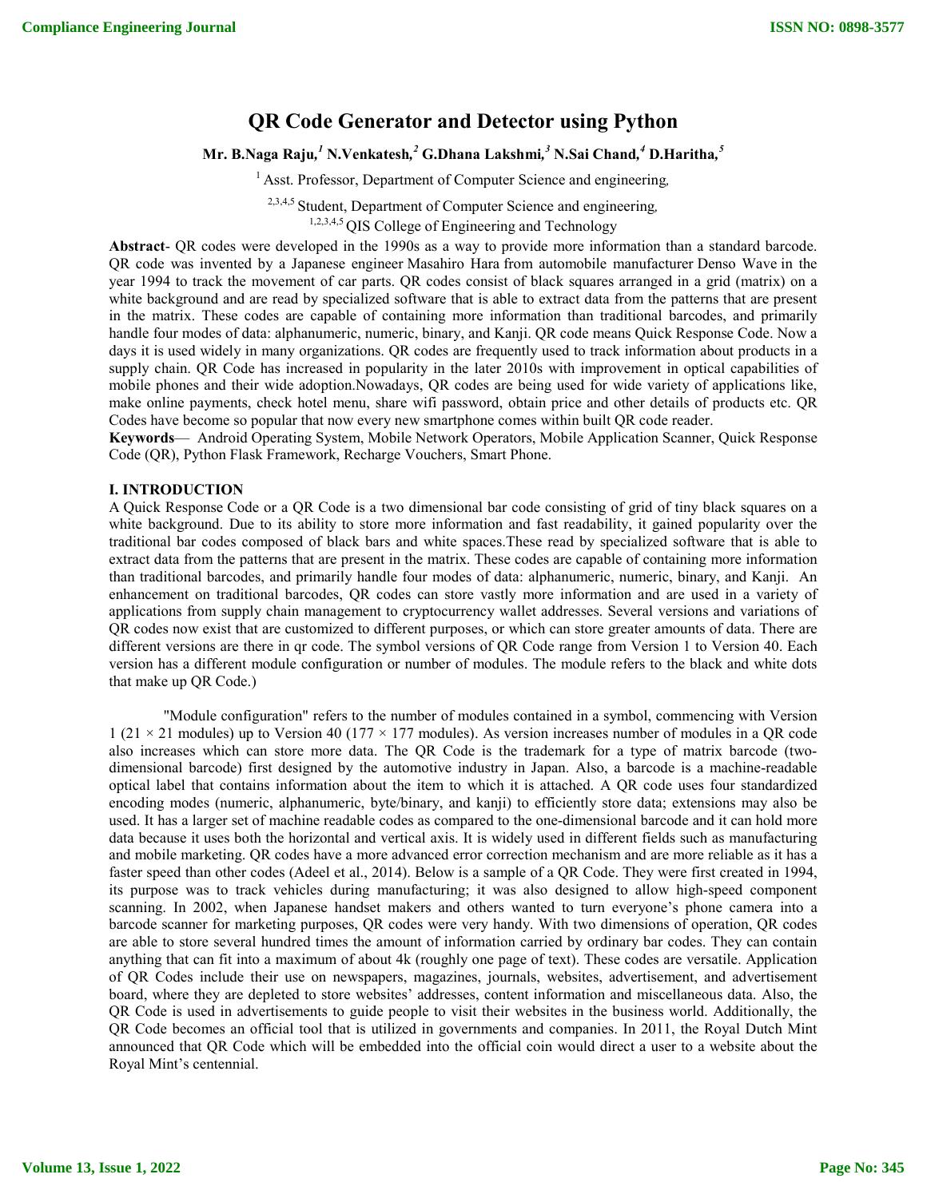# QR Code Generator and Detector using Python

**Mr. B.Naga Raju,[1] N.Venkatesh,[2] G.Dhana Lakshmi,[3] N.Sai Chand,[4] D.Haritha,[5]**

[1] Asst. Professor, Department of Computer Science and engineering,

[2,3,4,5] Student, Department of Computer Science and engineering,

[1,2,3,4,5] QIS College of Engineering and Technology

**Abstract**- QR codes were developed in the 1990s as a way to provide more information than a standard barcode. QR code was invented by a Japanese engineer Masahiro Hara from automobile manufacturer Denso Wave in the year 1994 to track the movement of car parts. QR codes consist of black squares arranged in a grid (matrix) on a white background and are read by specialized software that is able to extract data from the patterns that are present in the matrix. These codes are capable of containing more information than traditional barcodes, and primarily handle four modes of data: alphanumeric, numeric, binary, and Kanji. QR code means Quick Response Code. Now a days it is used widely in many organizations. QR codes are frequently used to track information about products in a supply chain. QR Code has increased in popularity in the later 2010s with improvement in optical capabilities of mobile phones and their wide adoption.Nowadays, QR codes are being used for wide variety of applications like, make online payments, check hotel menu, share wifi password, obtain price and other details of products etc. QR Codes have become so popular that now every new smartphone comes within built QR code reader.

**Keywords**— Android Operating System, Mobile Network Operators, Mobile Application Scanner, Quick Response Code (QR), Python Flask Framework, Recharge Vouchers, Smart Phone.

## I. INTRODUCTION

A Quick Response Code or a QR Code is a two dimensional bar code consisting of grid of tiny black squares on a white background. Due to its ability to store more information and fast readability, it gained popularity over the traditional bar codes composed of black bars and white spaces.These read by specialized software that is able to extract data from the patterns that are present in the matrix. These codes are capable of containing more information than traditional barcodes, and primarily handle four modes of data: alphanumeric, numeric, binary, and Kanji. An enhancement on traditional barcodes, QR codes can store vastly more information and are used in a variety of applications from supply chain management to cryptocurrency wallet addresses. Several versions and variations of QR codes now exist that are customized to different purposes, or which can store greater amounts of data. There are different versions are there in qr code. The symbol versions of QR Code range from Version 1 to Version 40. Each version has a different module configuration or number of modules. The module refers to the black and white dots that make up QR Code.)

"Module configuration" refers to the number of modules contained in a symbol, commencing with Version 1 (21 × 21 modules) up to Version 40 (177 × 177 modules). As version increases number of modules in a QR code also increases which can store more data. The QR Code is the trademark for a type of matrix barcode (two-dimensional barcode) first designed by the automotive industry in Japan. Also, a barcode is a machine-readable optical label that contains information about the item to which it is attached. A QR code uses four standardized encoding modes (numeric, alphanumeric, byte/binary, and kanji) to efficiently store data; extensions may also be used. It has a larger set of machine readable codes as compared to the one-dimensional barcode and it can hold more data because it uses both the horizontal and vertical axis. It is widely used in different fields such as manufacturing and mobile marketing. QR codes have a more advanced error correction mechanism and are more reliable as it has a faster speed than other codes (Adeel et al., 2014). Below is a sample of a QR Code. They were first created in 1994, its purpose was to track vehicles during manufacturing; it was also designed to allow high-speed component scanning. In 2002, when Japanese handset makers and others wanted to turn everyone's phone camera into a barcode scanner for marketing purposes, QR codes were very handy. With two dimensions of operation, QR codes are able to store several hundred times the amount of information carried by ordinary bar codes. They can contain anything that can fit into a maximum of about 4k (roughly one page of text). These codes are versatile. Application of QR Codes include their use on newspapers, magazines, journals, websites, advertisement, and advertisement board, where they are depleted to store websites' addresses, content information and miscellaneous data. Also, the QR Code is used in advertisements to guide people to visit their websites in the business world. Additionally, the QR Code becomes an official tool that is utilized in governments and companies. In 2011, the Royal Dutch Mint announced that QR Code which will be embedded into the official coin would direct a user to a website about the Royal Mint's centennial.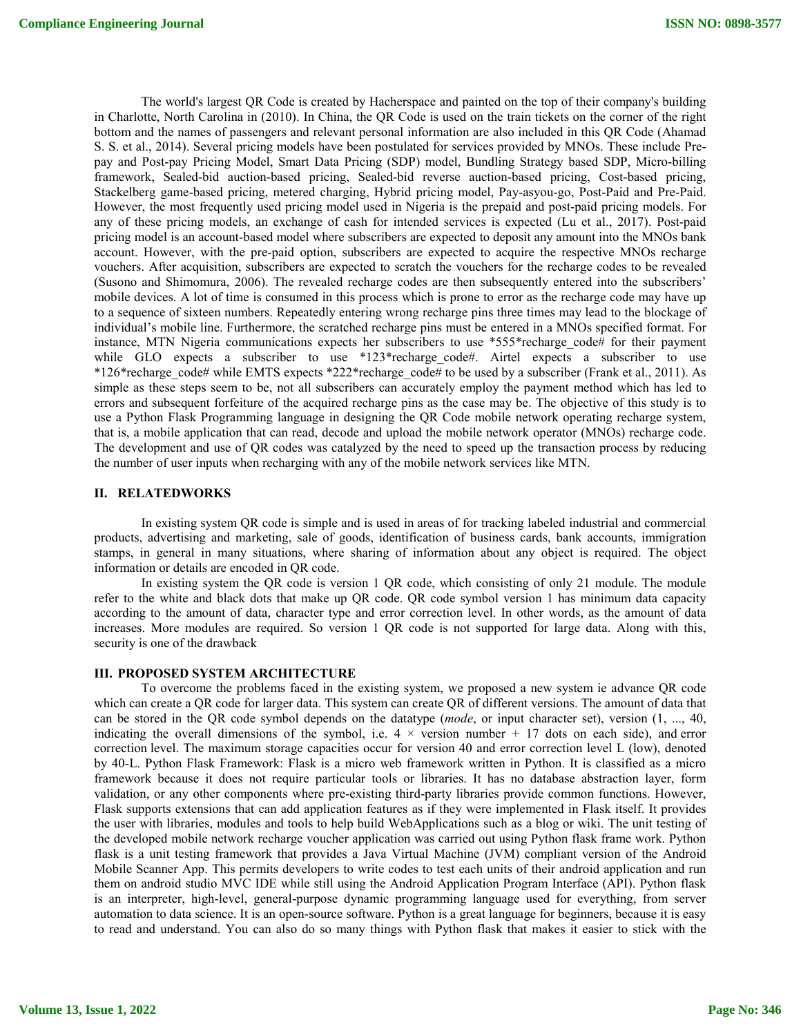The world's largest QR Code is created by Hacherspace and painted on the top of their company's building in Charlotte, North Carolina in (2010). In China, the QR Code is used on the train tickets on the corner of the right bottom and the names of passengers and relevant personal information are also included in this QR Code (Ahamad S. S. et al., 2014). Several pricing models have been postulated for services provided by MNOs. These include Pre-pay and Post-pay Pricing Model, Smart Data Pricing (SDP) model, Bundling Strategy based SDP, Micro-billing framework, Sealed-bid auction-based pricing, Sealed-bid reverse auction-based pricing, Cost-based pricing, Stackelberg game-based pricing, metered charging, Hybrid pricing model, Pay-asyou-go, Post-Paid and Pre-Paid. However, the most frequently used pricing model used in Nigeria is the prepaid and post-paid pricing models. For any of these pricing models, an exchange of cash for intended services is expected (Lu et al., 2017). Post-paid pricing model is an account-based model where subscribers are expected to deposit any amount into the MNOs bank account. However, with the pre-paid option, subscribers are expected to acquire the respective MNOs recharge vouchers. After acquisition, subscribers are expected to scratch the vouchers for the recharge codes to be revealed (Susono and Shimomura, 2006). The revealed recharge codes are then subsequently entered into the subscribers' mobile devices. A lot of time is consumed in this process which is prone to error as the recharge code may have up to a sequence of sixteen numbers. Repeatedly entering wrong recharge pins three times may lead to the blockage of individual's mobile line. Furthermore, the scratched recharge pins must be entered in a MNOs specified format. For instance, MTN Nigeria communications expects her subscribers to use *555*recharge_code# for their payment while GLO expects a subscriber to use *123*recharge_code#. Airtel expects a subscriber to use *126*recharge_code# while EMTS expects *222*recharge_code# to be used by a subscriber (Frank et al., 2011). As simple as these steps seem to be, not all subscribers can accurately employ the payment method which has led to errors and subsequent forfeiture of the acquired recharge pins as the case may be. The objective of this study is to use a Python Flask Programming language in designing the QR Code mobile network operating recharge system, that is, a mobile application that can read, decode and upload the mobile network operator (MNOs) recharge code. The development and use of QR codes was catalyzed by the need to speed up the transaction process by reducing the number of user inputs when recharging with any of the mobile network services like MTN.

## II. RELATEDWORKS

In existing system QR code is simple and is used in areas of for tracking labeled industrial and commercial products, advertising and marketing, sale of goods, identification of business cards, bank accounts, immigration stamps, in general in many situations, where sharing of information about any object is required. The object information or details are encoded in QR code.

In existing system the QR code is version 1 QR code, which consisting of only 21 module. The module refer to the white and black dots that make up QR code. QR code symbol version 1 has minimum data capacity according to the amount of data, character type and error correction level. In other words, as the amount of data increases. More modules are required. So version 1 QR code is not supported for large data. Along with this, security is one of the drawback

## III. PROPOSED SYSTEM ARCHITECTURE

To overcome the problems faced in the existing system, we proposed a new system ie advance QR code which can create a QR code for larger data. This system can create QR of different versions. The amount of data that can be stored in the QR code symbol depends on the datatype (*mode*, or input character set), version (1, ..., 40, indicating the overall dimensions of the symbol, i.e. $4 \times$ version number $+ 17$ dots on each side), and error correction level. The maximum storage capacities occur for version 40 and error correction level L (low), denoted by 40-L. Python Flask Framework: Flask is a micro web framework written in Python. It is classified as a micro framework because it does not require particular tools or libraries. It has no database abstraction layer, form validation, or any other components where pre-existing third-party libraries provide common functions. However, Flask supports extensions that can add application features as if they were implemented in Flask itself. It provides the user with libraries, modules and tools to help build WebApplications such as a blog or wiki. The unit testing of the developed mobile network recharge voucher application was carried out using Python flask frame work. Python flask is a unit testing framework that provides a Java Virtual Machine (JVM) compliant version of the Android Mobile Scanner App. This permits developers to write codes to test each units of their android application and run them on android studio MVC IDE while still using the Android Application Program Interface (API). Python flask is an interpreter, high-level, general-purpose dynamic programming language used for everything, from server automation to data science. It is an open-source software. Python is a great language for beginners, because it is easy to read and understand. You can also do so many things with Python flask that makes it easier to stick with the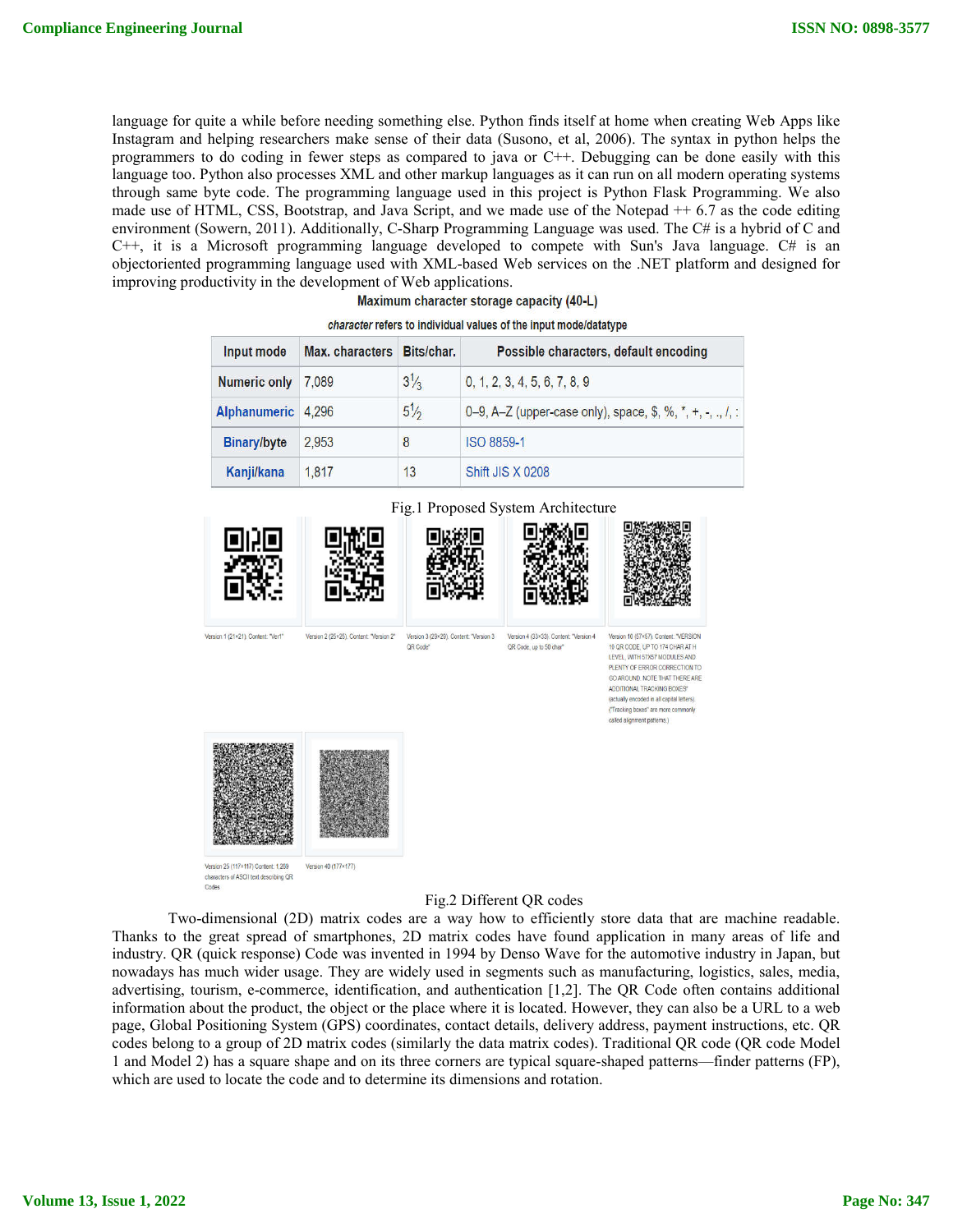language for quite a while before needing something else. Python finds itself at home when creating Web Apps like Instagram and helping researchers make sense of their data (Susono, et al, 2006). The syntax in python helps the programmers to do coding in fewer steps as compared to java or C++. Debugging can be done easily with this language too. Python also processes XML and other markup languages as it can run on all modern operating systems through same byte code. The programming language used in this project is Python Flask Programming. We also made use of HTML, CSS, Bootstrap, and Java Script, and we made use of the Notepad ++ 6.7 as the code editing environment (Sowern, 2011). Additionally, C-Sharp Programming Language was used. The C# is a hybrid of C and C++, it is a Microsoft programming language developed to compete with Sun's Java language. C# is an objectoriented programming language used with XML-based Web services on the .NET platform and designed for improving productivity in the development of Web applications.

Maximum character storage capacity (40-L)

*character* refers to individual values of the input mode/datatype

| Input mode | Max. characters | Bits/char. | Possible characters, default encoding |
|---|---|---|---|
| Numeric only | 7,089 | 3⅓ | 0, 1, 2, 3, 4, 5, 6, 7, 8, 9 |
| Alphanumeric | 4,296 | 5½ | 0–9, A–Z (upper-case only), space, $, %, *, +, -, ., /, : |
| Binary/byte | 2,953 | 8 | ISO 8859-1 |
| Kanji/kana | 1,817 | 13 | Shift JIS X 0208 |

Fig.1 Proposed System Architecture

Version 1 (21×21). Content: "Ver1"

Version 2 (25×25). Content: "Version 2"

Version 3 (29×29). Content: "Version 3 QR Code"

Version 4 (33×33). Content: "Version 4 QR Code, up to 50 char"

Version 10 (57×57). Content: "VERSION 10 QR CODE, UP TO 174 CHAR AT H LEVEL, WITH 57X57 MODULES AND PLENTY OF ERROR CORRECTION TO GO AROUND. NOTE THAT THERE ARE ADDITIONAL TRACKING BOXES" (actually encoded in all capital letters) ("Tracking boxes" are more commonly called alignment patterns.)

Version 25 (117×117) Content: 1,269 characters of ASCII text describing QR Codes

Version 40 (177×177)

Fig.2 Different QR codes

Two-dimensional (2D) matrix codes are a way how to efficiently store data that are machine readable. Thanks to the great spread of smartphones, 2D matrix codes have found application in many areas of life and industry. QR (quick response) Code was invented in 1994 by Denso Wave for the automotive industry in Japan, but nowadays has much wider usage. They are widely used in segments such as manufacturing, logistics, sales, media, advertising, tourism, e-commerce, identification, and authentication [1,2]. The QR Code often contains additional information about the product, the object or the place where it is located. However, they can also be a URL to a web page, Global Positioning System (GPS) coordinates, contact details, delivery address, payment instructions, etc. QR codes belong to a group of 2D matrix codes (similarly the data matrix codes). Traditional QR code (QR code Model 1 and Model 2) has a square shape and on its three corners are typical square-shaped patterns—finder patterns (FP), which are used to locate the code and to determine its dimensions and rotation.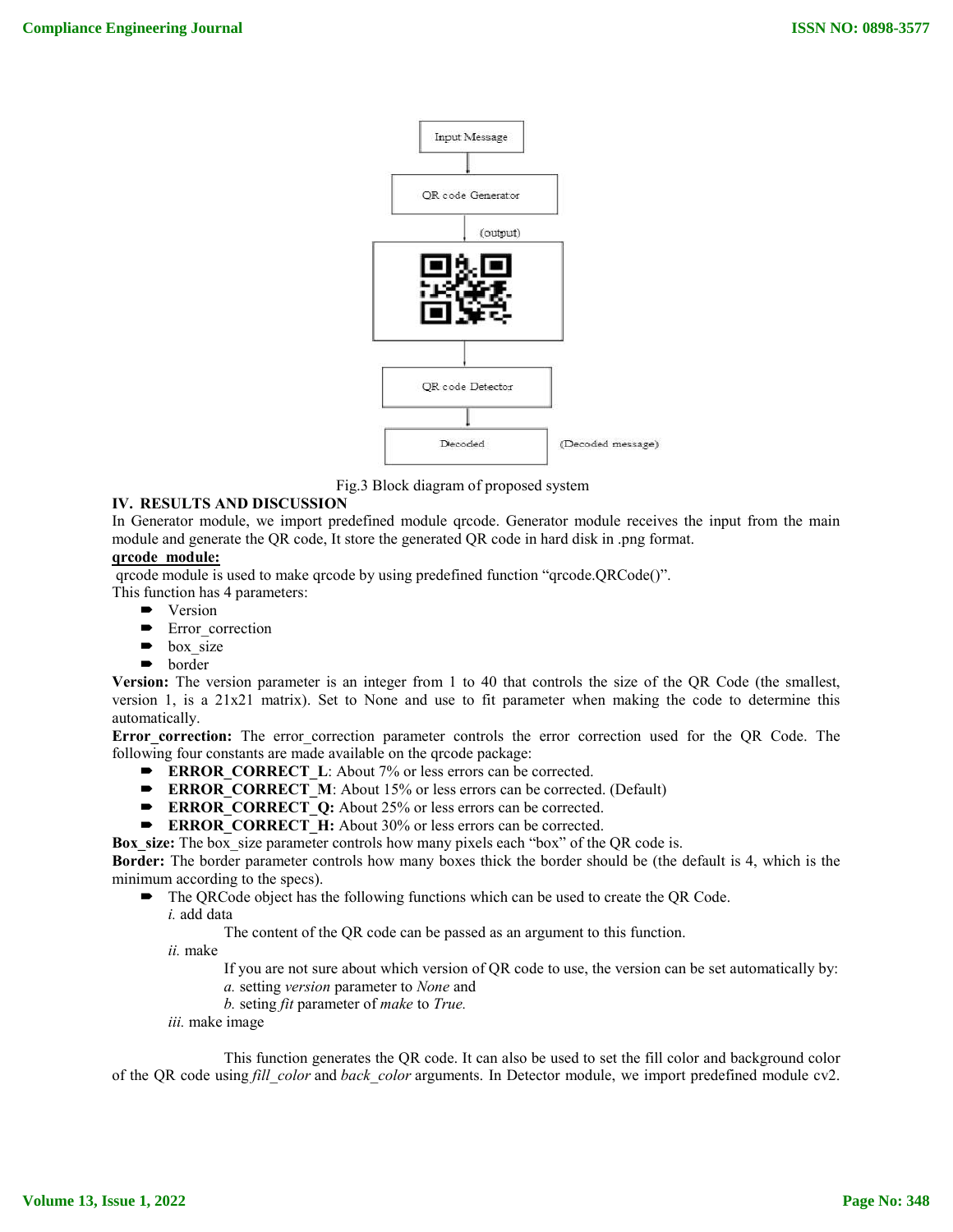Fig.3 Block diagram of proposed system

## IV. RESULTS AND DISCUSSION

In Generator module, we import predefined module qrcode. Generator module receives the input from the main module and generate the QR code, It store the generated QR code in hard disk in .png format.

**qrcode_module:**

qrcode module is used to make qrcode by using predefined function "qrcode.QRCode()".

This function has 4 parameters:

- Version
- Error_correction
- box_size
- border

**Version:** The version parameter is an integer from 1 to 40 that controls the size of the QR Code (the smallest, version 1, is a 21x21 matrix). Set to None and use to fit parameter when making the code to determine this automatically.

**Error_correction:** The error_correction parameter controls the error correction used for the QR Code. The following four constants are made available on the qrcode package:

- **ERROR_CORRECT_L**: About 7% or less errors can be corrected.
- **ERROR_CORRECT_M**: About 15% or less errors can be corrected. (Default)
- **ERROR_CORRECT_Q:** About 25% or less errors can be corrected.
- **ERROR_CORRECT_H:** About 30% or less errors can be corrected.

**Box_size:** The box_size parameter controls how many pixels each "box" of the QR code is.

**Border:** The border parameter controls how many boxes thick the border should be (the default is 4, which is the minimum according to the specs).

- The QRCode object has the following functions which can be used to create the QR Code.

  *i.* add data

  The content of the QR code can be passed as an argument to this function.

  *ii.* make

  If you are not sure about which version of QR code to use, the version can be set automatically by:

  *a.* setting *version* parameter to *None* and

  *b.* seting *fit* parameter of *make* to *True.*

  *iii.* make image

  This function generates the QR code. It can also be used to set the fill color and background color of the QR code using *fill_color* and *back_color* arguments. In Detector module, we import predefined module cv2.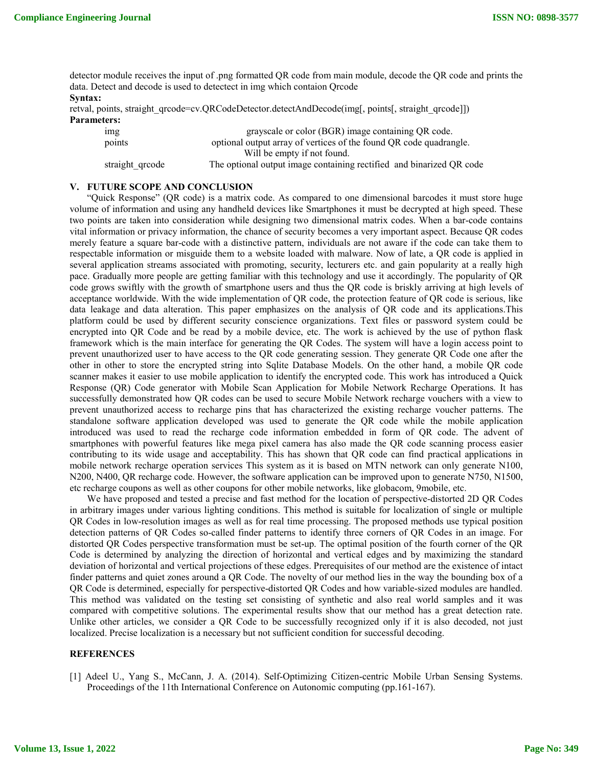detector module receives the input of .png formatted QR code from main module, decode the QR code and prints the data. Detect and decode is used to detectect in img which contaion Qrcode

**Syntax:**

retval, points, straight_qrcode=cv.QRCodeDetector.detectAndDecode(img[, points[, straight_qrcode]])

**Parameters:**

| | |
|---|---|
| img | grayscale or color (BGR) image containing QR code. |
| points | optional output array of vertices of the found QR code quadrangle. Will be empty if not found. |
| straight_qrcode | The optional output image containing rectified and binarized QR code |

## V. FUTURE SCOPE AND CONCLUSION

"Quick Response" (QR code) is a matrix code. As compared to one dimensional barcodes it must store huge volume of information and using any handheld devices like Smartphones it must be decrypted at high speed. These two points are taken into consideration while designing two dimensional matrix codes. When a bar-code contains vital information or privacy information, the chance of security becomes a very important aspect. Because QR codes merely feature a square bar-code with a distinctive pattern, individuals are not aware if the code can take them to respectable information or misguide them to a website loaded with malware. Now of late, a QR code is applied in several application streams associated with promoting, security, lecturers etc. and gain popularity at a really high pace. Gradually more people are getting familiar with this technology and use it accordingly. The popularity of QR code grows swiftly with the growth of smartphone users and thus the QR code is briskly arriving at high levels of acceptance worldwide. With the wide implementation of QR code, the protection feature of QR code is serious, like data leakage and data alteration. This paper emphasizes on the analysis of QR code and its applications.This platform could be used by different security conscience organizations. Text files or password system could be encrypted into QR Code and be read by a mobile device, etc. The work is achieved by the use of python flask framework which is the main interface for generating the QR Codes. The system will have a login access point to prevent unauthorized user to have access to the QR code generating session. They generate QR Code one after the other in other to store the encrypted string into Sqlite Database Models. On the other hand, a mobile QR code scanner makes it easier to use mobile application to identify the encrypted code. This work has introduced a Quick Response (QR) Code generator with Mobile Scan Application for Mobile Network Recharge Operations. It has successfully demonstrated how QR codes can be used to secure Mobile Network recharge vouchers with a view to prevent unauthorized access to recharge pins that has characterized the existing recharge voucher patterns. The standalone software application developed was used to generate the QR code while the mobile application introduced was used to read the recharge code information embedded in form of QR code. The advent of smartphones with powerful features like mega pixel camera has also made the QR code scanning process easier contributing to its wide usage and acceptability. This has shown that QR code can find practical applications in mobile network recharge operation services This system as it is based on MTN network can only generate N100, N200, N400, QR recharge code. However, the software application can be improved upon to generate N750, N1500, etc recharge coupons as well as other coupons for other mobile networks, like globacom, 9mobile, etc.

We have proposed and tested a precise and fast method for the location of perspective-distorted 2D QR Codes in arbitrary images under various lighting conditions. This method is suitable for localization of single or multiple QR Codes in low-resolution images as well as for real time processing. The proposed methods use typical position detection patterns of QR Codes so-called finder patterns to identify three corners of QR Codes in an image. For distorted QR Codes perspective transformation must be set-up. The optimal position of the fourth corner of the QR Code is determined by analyzing the direction of horizontal and vertical edges and by maximizing the standard deviation of horizontal and vertical projections of these edges. Prerequisites of our method are the existence of intact finder patterns and quiet zones around a QR Code. The novelty of our method lies in the way the bounding box of a QR Code is determined, especially for perspective-distorted QR Codes and how variable-sized modules are handled. This method was validated on the testing set consisting of synthetic and also real world samples and it was compared with competitive solutions. The experimental results show that our method has a great detection rate. Unlike other articles, we consider a QR Code to be successfully recognized only if it is also decoded, not just localized. Precise localization is a necessary but not sufficient condition for successful decoding.

## REFERENCES

[1] Adeel U., Yang S., McCann, J. A. (2014). Self-Optimizing Citizen-centric Mobile Urban Sensing Systems. Proceedings of the 11th International Conference on Autonomic computing (pp.161-167).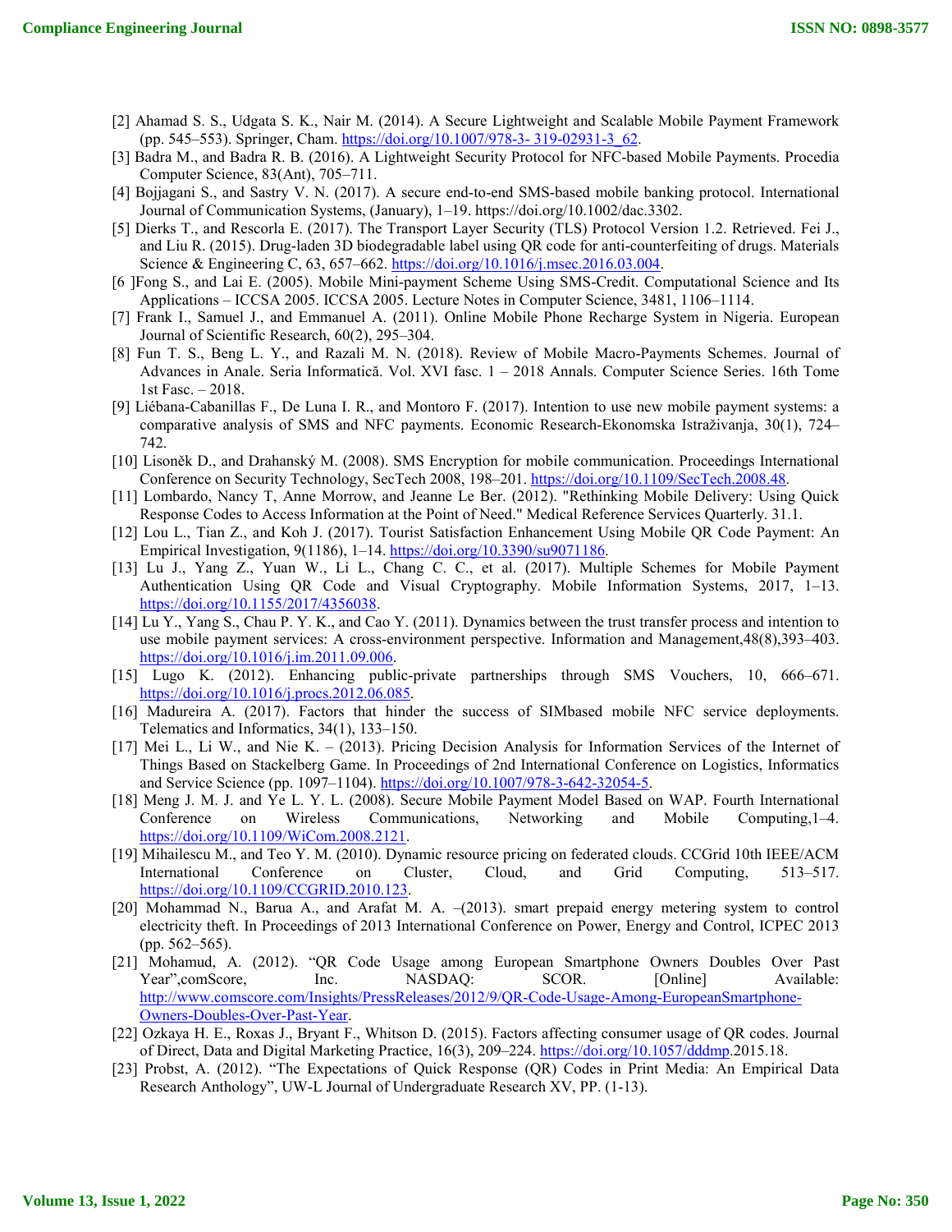[2] Ahamad S. S., Udgata S. K., Nair M. (2014). A Secure Lightweight and Scalable Mobile Payment Framework (pp. 545–553). Springer, Cham. https://doi.org/10.1007/978-3- 319-02931-3_62.

[3] Badra M., and Badra R. B. (2016). A Lightweight Security Protocol for NFC-based Mobile Payments. Procedia Computer Science, 83(Ant), 705–711.

[4] Bojjagani S., and Sastry V. N. (2017). A secure end-to-end SMS-based mobile banking protocol. International Journal of Communication Systems, (January), 1–19. https://doi.org/10.1002/dac.3302.

[5] Dierks T., and Rescorla E. (2017). The Transport Layer Security (TLS) Protocol Version 1.2. Retrieved. Fei J., and Liu R. (2015). Drug-laden 3D biodegradable label using QR code for anti-counterfeiting of drugs. Materials Science & Engineering C, 63, 657–662. https://doi.org/10.1016/j.msec.2016.03.004.

[6 ]Fong S., and Lai E. (2005). Mobile Mini-payment Scheme Using SMS-Credit. Computational Science and Its Applications – ICCSA 2005. ICCSA 2005. Lecture Notes in Computer Science, 3481, 1106–1114.

[7] Frank I., Samuel J., and Emmanuel A. (2011). Online Mobile Phone Recharge System in Nigeria. European Journal of Scientific Research, 60(2), 295–304.

[8] Fun T. S., Beng L. Y., and Razali M. N. (2018). Review of Mobile Macro-Payments Schemes. Journal of Advances in Anale. Seria Informatică. Vol. XVI fasc. 1 – 2018 Annals. Computer Science Series. 16th Tome 1st Fasc. – 2018.

[9] Liébana-Cabanillas F., De Luna I. R., and Montoro F. (2017). Intention to use new mobile payment systems: a comparative analysis of SMS and NFC payments. Economic Research-Ekonomska Istraživanja, 30(1), 724–742.

[10] Lisoněk D., and Drahanský M. (2008). SMS Encryption for mobile communication. Proceedings International Conference on Security Technology, SecTech 2008, 198–201. https://doi.org/10.1109/SecTech.2008.48.

[11] Lombardo, Nancy T, Anne Morrow, and Jeanne Le Ber. (2012). "Rethinking Mobile Delivery: Using Quick Response Codes to Access Information at the Point of Need." Medical Reference Services Quarterly. 31.1.

[12] Lou L., Tian Z., and Koh J. (2017). Tourist Satisfaction Enhancement Using Mobile QR Code Payment: An Empirical Investigation, 9(1186), 1–14. https://doi.org/10.3390/su9071186.

[13] Lu J., Yang Z., Yuan W., Li L., Chang C. C., et al. (2017). Multiple Schemes for Mobile Payment Authentication Using QR Code and Visual Cryptography. Mobile Information Systems, 2017, 1–13. https://doi.org/10.1155/2017/4356038.

[14] Lu Y., Yang S., Chau P. Y. K., and Cao Y. (2011). Dynamics between the trust transfer process and intention to use mobile payment services: A cross-environment perspective. Information and Management,48(8),393–403. https://doi.org/10.1016/j.im.2011.09.006.

[15] Lugo K. (2012). Enhancing public-private partnerships through SMS Vouchers, 10, 666–671. https://doi.org/10.1016/j.procs.2012.06.085.

[16] Madureira A. (2017). Factors that hinder the success of SIMbased mobile NFC service deployments. Telematics and Informatics, 34(1), 133–150.

[17] Mei L., Li W., and Nie K. – (2013). Pricing Decision Analysis for Information Services of the Internet of Things Based on Stackelberg Game. In Proceedings of 2nd International Conference on Logistics, Informatics and Service Science (pp. 1097–1104). https://doi.org/10.1007/978-3-642-32054-5.

[18] Meng J. M. J. and Ye L. Y. L. (2008). Secure Mobile Payment Model Based on WAP. Fourth International Conference on Wireless Communications, Networking and Mobile Computing,1–4. https://doi.org/10.1109/WiCom.2008.2121.

[19] Mihailescu M., and Teo Y. M. (2010). Dynamic resource pricing on federated clouds. CCGrid 10th IEEE/ACM International Conference on Cluster, Cloud, and Grid Computing, 513–517. https://doi.org/10.1109/CCGRID.2010.123.

[20] Mohammad N., Barua A., and Arafat M. A. –(2013). smart prepaid energy metering system to control electricity theft. In Proceedings of 2013 International Conference on Power, Energy and Control, ICPEC 2013 (pp. 562–565).

[21] Mohamud, A. (2012). "QR Code Usage among European Smartphone Owners Doubles Over Past Year",comScore, Inc. NASDAQ: SCOR. [Online] Available: http://www.comscore.com/Insights/PressReleases/2012/9/QR-Code-Usage-Among-EuropeanSmartphone-Owners-Doubles-Over-Past-Year.

[22] Ozkaya H. E., Roxas J., Bryant F., Whitson D. (2015). Factors affecting consumer usage of QR codes. Journal of Direct, Data and Digital Marketing Practice, 16(3), 209–224. https://doi.org/10.1057/dddmp.2015.18.

[23] Probst, A. (2012). "The Expectations of Quick Response (QR) Codes in Print Media: An Empirical Data Research Anthology", UW-L Journal of Undergraduate Research XV, PP. (1-13).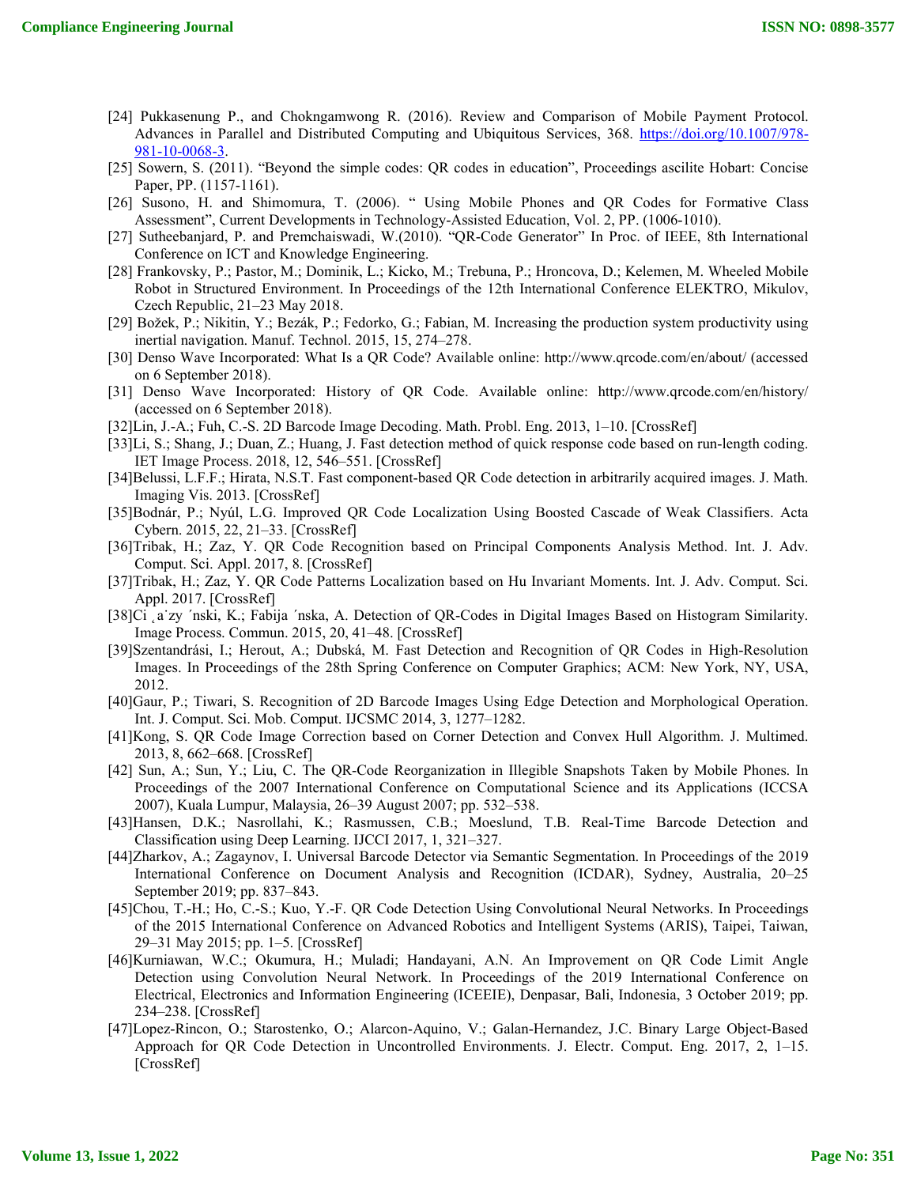[24] Pukkasenung P., and Chokngamwong R. (2016). Review and Comparison of Mobile Payment Protocol. Advances in Parallel and Distributed Computing and Ubiquitous Services, 368. https://doi.org/10.1007/978-981-10-0068-3.

[25] Sowern, S. (2011). "Beyond the simple codes: QR codes in education", Proceedings ascilite Hobart: Concise Paper, PP. (1157-1161).

[26] Susono, H. and Shimomura, T. (2006). " Using Mobile Phones and QR Codes for Formative Class Assessment", Current Developments in Technology-Assisted Education, Vol. 2, PP. (1006-1010).

[27] Sutheebanjard, P. and Premchaiswadi, W.(2010). "QR-Code Generator" In Proc. of IEEE, 8th International Conference on ICT and Knowledge Engineering.

[28] Frankovsky, P.; Pastor, M.; Dominik, L.; Kicko, M.; Trebuna, P.; Hroncova, D.; Kelemen, M. Wheeled Mobile Robot in Structured Environment. In Proceedings of the 12th International Conference ELEKTRO, Mikulov, Czech Republic, 21–23 May 2018.

[29] Božek, P.; Nikitin, Y.; Bezák, P.; Fedorko, G.; Fabian, M. Increasing the production system productivity using inertial navigation. Manuf. Technol. 2015, 15, 274–278.

[30] Denso Wave Incorporated: What Is a QR Code? Available online: http://www.qrcode.com/en/about/ (accessed on 6 September 2018).

[31] Denso Wave Incorporated: History of QR Code. Available online: http://www.qrcode.com/en/history/ (accessed on 6 September 2018).

[32]Lin, J.-A.; Fuh, C.-S. 2D Barcode Image Decoding. Math. Probl. Eng. 2013, 1–10. [CrossRef]

[33]Li, S.; Shang, J.; Duan, Z.; Huang, J. Fast detection method of quick response code based on run-length coding. IET Image Process. 2018, 12, 546–551. [CrossRef]

[34]Belussi, L.F.F.; Hirata, N.S.T. Fast component-based QR Code detection in arbitrarily acquired images. J. Math. Imaging Vis. 2013. [CrossRef]

[35]Bodnár, P.; Nyúl, L.G. Improved QR Code Localization Using Boosted Cascade of Weak Classifiers. Acta Cybern. 2015, 22, 21–33. [CrossRef]

[36]Tribak, H.; Zaz, Y. QR Code Recognition based on Principal Components Analysis Method. Int. J. Adv. Comput. Sci. Appl. 2017, 8. [CrossRef]

[37]Tribak, H.; Zaz, Y. QR Code Patterns Localization based on Hu Invariant Moments. Int. J. Adv. Comput. Sci. Appl. 2017. [CrossRef]

[38]Ci ˛a˙zy ´nski, K.; Fabija ´nska, A. Detection of QR-Codes in Digital Images Based on Histogram Similarity. Image Process. Commun. 2015, 20, 41–48. [CrossRef]

[39]Szentandrási, I.; Herout, A.; Dubská, M. Fast Detection and Recognition of QR Codes in High-Resolution Images. In Proceedings of the 28th Spring Conference on Computer Graphics; ACM: New York, NY, USA, 2012.

[40]Gaur, P.; Tiwari, S. Recognition of 2D Barcode Images Using Edge Detection and Morphological Operation. Int. J. Comput. Sci. Mob. Comput. IJCSMC 2014, 3, 1277–1282.

[41]Kong, S. QR Code Image Correction based on Corner Detection and Convex Hull Algorithm. J. Multimed. 2013, 8, 662–668. [CrossRef]

[42] Sun, A.; Sun, Y.; Liu, C. The QR-Code Reorganization in Illegible Snapshots Taken by Mobile Phones. In Proceedings of the 2007 International Conference on Computational Science and its Applications (ICCSA 2007), Kuala Lumpur, Malaysia, 26–39 August 2007; pp. 532–538.

[43]Hansen, D.K.; Nasrollahi, K.; Rasmussen, C.B.; Moeslund, T.B. Real-Time Barcode Detection and Classification using Deep Learning. IJCCI 2017, 1, 321–327.

[44]Zharkov, A.; Zagaynov, I. Universal Barcode Detector via Semantic Segmentation. In Proceedings of the 2019 International Conference on Document Analysis and Recognition (ICDAR), Sydney, Australia, 20–25 September 2019; pp. 837–843.

[45]Chou, T.-H.; Ho, C.-S.; Kuo, Y.-F. QR Code Detection Using Convolutional Neural Networks. In Proceedings of the 2015 International Conference on Advanced Robotics and Intelligent Systems (ARIS), Taipei, Taiwan, 29–31 May 2015; pp. 1–5. [CrossRef]

[46]Kurniawan, W.C.; Okumura, H.; Muladi; Handayani, A.N. An Improvement on QR Code Limit Angle Detection using Convolution Neural Network. In Proceedings of the 2019 International Conference on Electrical, Electronics and Information Engineering (ICEEIE), Denpasar, Bali, Indonesia, 3 October 2019; pp. 234–238. [CrossRef]

[47]Lopez-Rincon, O.; Starostenko, O.; Alarcon-Aquino, V.; Galan-Hernandez, J.C. Binary Large Object-Based Approach for QR Code Detection in Uncontrolled Environments. J. Electr. Comput. Eng. 2017, 2, 1–15. [CrossRef]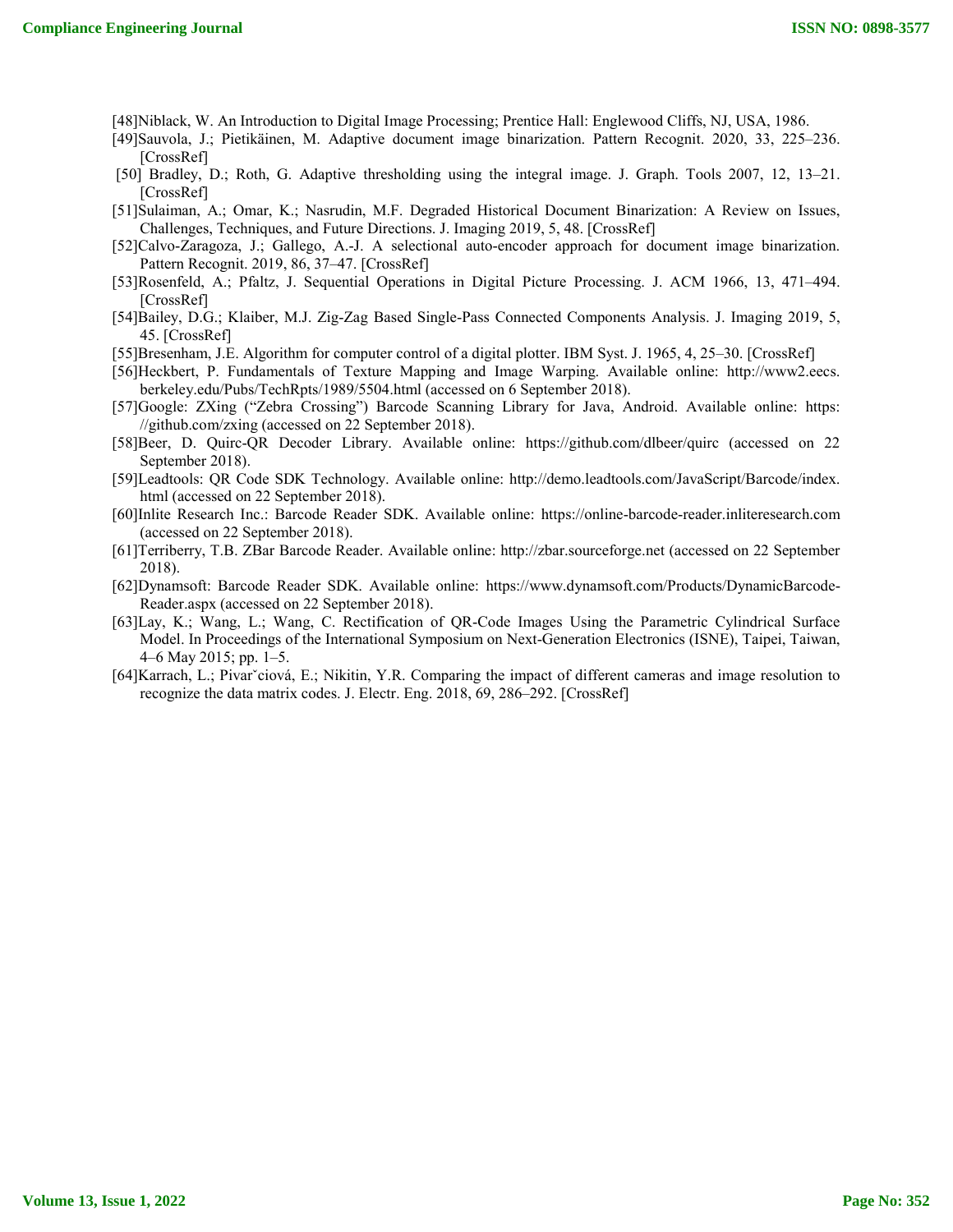[48]Niblack, W. An Introduction to Digital Image Processing; Prentice Hall: Englewood Cliffs, NJ, USA, 1986.

[49]Sauvola, J.; Pietikäinen, M. Adaptive document image binarization. Pattern Recognit. 2020, 33, 225–236. [CrossRef]

[50] Bradley, D.; Roth, G. Adaptive thresholding using the integral image. J. Graph. Tools 2007, 12, 13–21. [CrossRef]

[51]Sulaiman, A.; Omar, K.; Nasrudin, M.F. Degraded Historical Document Binarization: A Review on Issues, Challenges, Techniques, and Future Directions. J. Imaging 2019, 5, 48. [CrossRef]

[52]Calvo-Zaragoza, J.; Gallego, A.-J. A selectional auto-encoder approach for document image binarization. Pattern Recognit. 2019, 86, 37–47. [CrossRef]

[53]Rosenfeld, A.; Pfaltz, J. Sequential Operations in Digital Picture Processing. J. ACM 1966, 13, 471–494. [CrossRef]

[54]Bailey, D.G.; Klaiber, M.J. Zig-Zag Based Single-Pass Connected Components Analysis. J. Imaging 2019, 5, 45. [CrossRef]

[55]Bresenham, J.E. Algorithm for computer control of a digital plotter. IBM Syst. J. 1965, 4, 25–30. [CrossRef]

[56]Heckbert, P. Fundamentals of Texture Mapping and Image Warping. Available online: http://www2.eecs.berkeley.edu/Pubs/TechRpts/1989/5504.html (accessed on 6 September 2018).

[57]Google: ZXing ("Zebra Crossing") Barcode Scanning Library for Java, Android. Available online: https://github.com/zxing (accessed on 22 September 2018).

[58]Beer, D. Quirc-QR Decoder Library. Available online: https://github.com/dlbeer/quirc (accessed on 22 September 2018).

[59]Leadtools: QR Code SDK Technology. Available online: http://demo.leadtools.com/JavaScript/Barcode/index.html (accessed on 22 September 2018).

[60]Inlite Research Inc.: Barcode Reader SDK. Available online: https://online-barcode-reader.inliteresearch.com (accessed on 22 September 2018).

[61]Terriberry, T.B. ZBar Barcode Reader. Available online: http://zbar.sourceforge.net (accessed on 22 September 2018).

[62]Dynamsoft: Barcode Reader SDK. Available online: https://www.dynamsoft.com/Products/DynamicBarcode-Reader.aspx (accessed on 22 September 2018).

[63]Lay, K.; Wang, L.; Wang, C. Rectification of QR-Code Images Using the Parametric Cylindrical Surface Model. In Proceedings of the International Symposium on Next-Generation Electronics (ISNE), Taipei, Taiwan, 4–6 May 2015; pp. 1–5.

[64]Karrach, L.; Pivarˇciová, E.; Nikitin, Y.R. Comparing the impact of different cameras and image resolution to recognize the data matrix codes. J. Electr. Eng. 2018, 69, 286–292. [CrossRef]